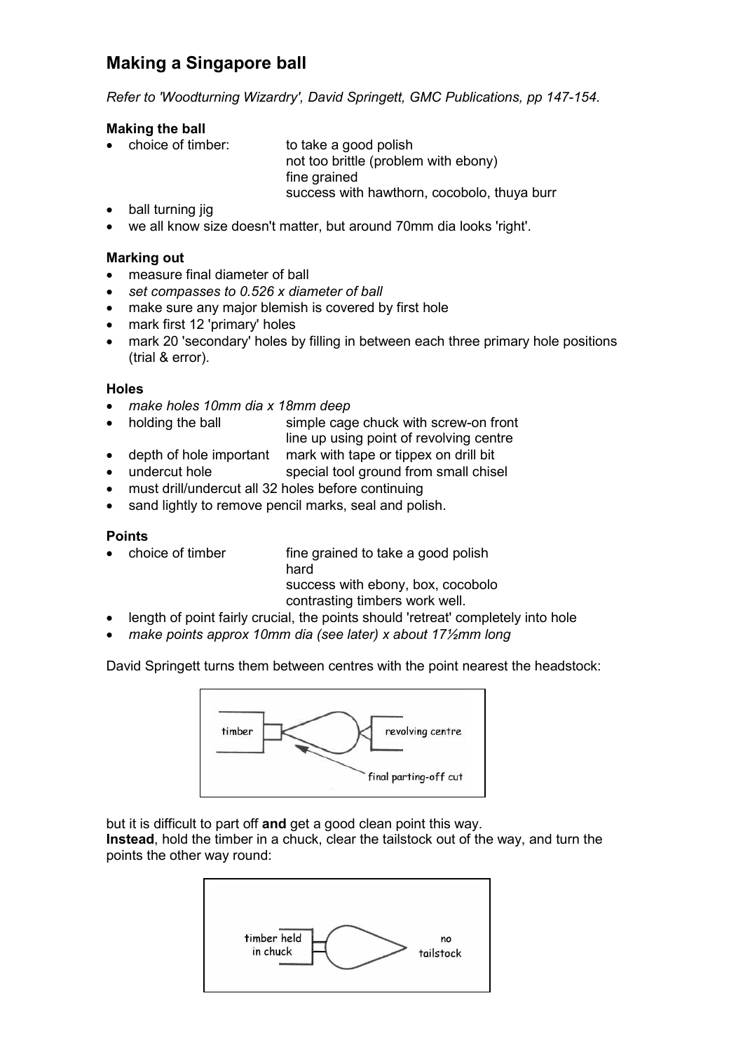# Making a Singapore ball

*Refer to 'Woodturning Wizardry', David Springett, GMC Publications, pp 147-154.*

### Making the ball

- choice of timber: to take a good polish
  not too brittle (problem with ebony)
  fine grained
  success with hawthorn, cocobolo, thuya burr
- ball turning jig
- we all know size doesn't matter, but around 70mm dia looks 'right'.

### Marking out

- measure final diameter of ball
- *set compasses to 0.526 x diameter of ball*
- make sure any major blemish is covered by first hole
- mark first 12 'primary' holes
- mark 20 'secondary' holes by filling in between each three primary hole positions (trial & error).

### Holes

- *make holes 10mm dia x 18mm deep*
- holding the ball — simple cage chuck with screw-on front
  line up using point of revolving centre
- depth of hole important — mark with tape or tippex on drill bit
- undercut hole — special tool ground from small chisel
- must drill/undercut all 32 holes before continuing
- sand lightly to remove pencil marks, seal and polish.

### Points

- choice of timber — fine grained to take a good polish
  hard
  success with ebony, box, cocobolo
  contrasting timbers work well.
- length of point fairly crucial, the points should 'retreat' completely into hole
- *make points approx 10mm dia (see later) x about 17½mm long*

David Springett turns them between centres with the point nearest the headstock:

timber — revolving centre — final parting-off cut

but it is difficult to part off **and** get a good clean point this way.
**Instead**, hold the timber in a chuck, clear the tailstock out of the way, and turn the points the other way round:

timber held in chuck — no tailstock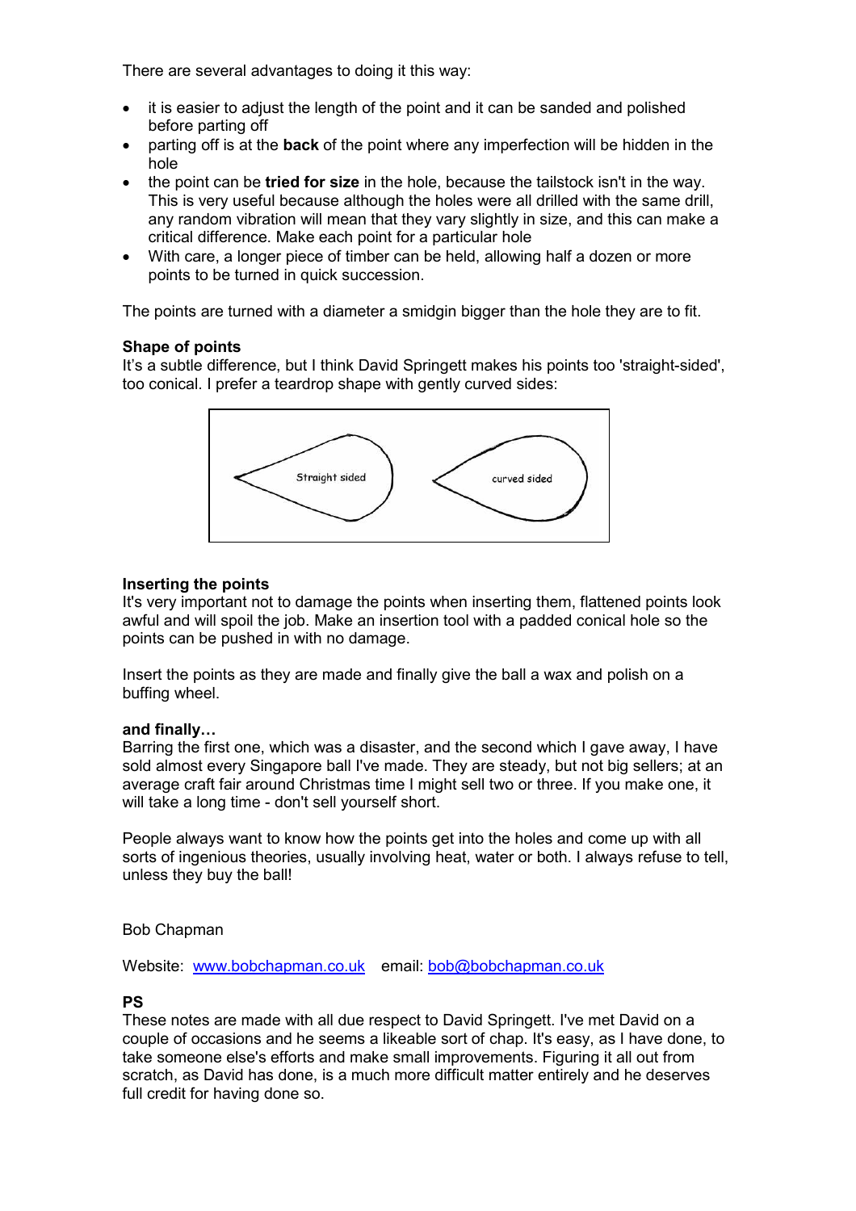There are several advantages to doing it this way:

- it is easier to adjust the length of the point and it can be sanded and polished before parting off
- parting off is at the **back** of the point where any imperfection will be hidden in the hole
- the point can be **tried for size** in the hole, because the tailstock isn't in the way. This is very useful because although the holes were all drilled with the same drill, any random vibration will mean that they vary slightly in size, and this can make a critical difference. Make each point for a particular hole
- With care, a longer piece of timber can be held, allowing half a dozen or more points to be turned in quick succession.

The points are turned with a diameter a smidgin bigger than the hole they are to fit.

**Shape of points**

It's a subtle difference, but I think David Springett makes his points too 'straight-sided', too conical. I prefer a teardrop shape with gently curved sides:

Straight sided

curved sided

**Inserting the points**

It's very important not to damage the points when inserting them, flattened points look awful and will spoil the job. Make an insertion tool with a padded conical hole so the points can be pushed in with no damage.

Insert the points as they are made and finally give the ball a wax and polish on a buffing wheel.

**and finally…**

Barring the first one, which was a disaster, and the second which I gave away, I have sold almost every Singapore ball I've made. They are steady, but not big sellers; at an average craft fair around Christmas time I might sell two or three. If you make one, it will take a long time - don't sell yourself short.

People always want to know how the points get into the holes and come up with all sorts of ingenious theories, usually involving heat, water or both. I always refuse to tell, unless they buy the ball!

Bob Chapman

Website: [www.bobchapman.co.uk](http://www.bobchapman.co.uk) email: [bob@bobchapman.co.uk](mailto:bob@bobchapman.co.uk)

**PS**

These notes are made with all due respect to David Springett. I've met David on a couple of occasions and he seems a likeable sort of chap. It's easy, as I have done, to take someone else's efforts and make small improvements. Figuring it all out from scratch, as David has done, is a much more difficult matter entirely and he deserves full credit for having done so.